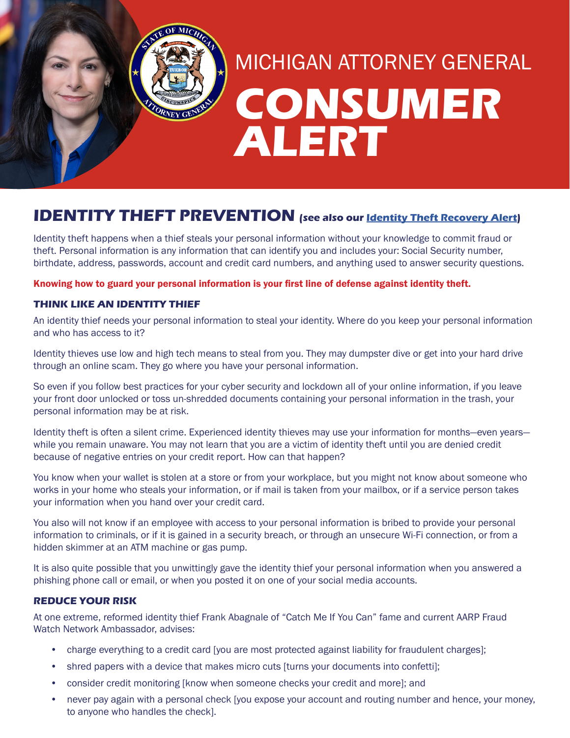MICHIGAN ATTORNEY GENERAL

# CONSUMER ALERT

## IDENTITY THEFT PREVENTION *(see also our [Identity Theft Recovery Alert](Identity Theft Recovery Alert))*

Identity theft happens when a thief steals your personal information without your knowledge to commit fraud or theft. Personal information is any information that can identify you and includes your: Social Security number, birthdate, address, passwords, account and credit card numbers, and anything used to answer security questions.

**Knowing how to guard your personal information is your first line of defense against identity theft.**

### THINK LIKE AN IDENTITY THIEF

An identity thief needs your personal information to steal your identity. Where do you keep your personal information and who has access to it?

Identity thieves use low and high tech means to steal from you. They may dumpster dive or get into your hard drive through an online scam. They go where you have your personal information.

So even if you follow best practices for your cyber security and lockdown all of your online information, if you leave your front door unlocked or toss un-shredded documents containing your personal information in the trash, your personal information may be at risk.

Identity theft is often a silent crime. Experienced identity thieves may use your information for months—even years—while you remain unaware. You may not learn that you are a victim of identity theft until you are denied credit because of negative entries on your credit report. How can that happen?

You know when your wallet is stolen at a store or from your workplace, but you might not know about someone who works in your home who steals your information, or if mail is taken from your mailbox, or if a service person takes your information when you hand over your credit card.

You also will not know if an employee with access to your personal information is bribed to provide your personal information to criminals, or if it is gained in a security breach, or through an unsecure Wi-Fi connection, or from a hidden skimmer at an ATM machine or gas pump.

It is also quite possible that you unwittingly gave the identity thief your personal information when you answered a phishing phone call or email, or when you posted it on one of your social media accounts.

### REDUCE YOUR RISK

At one extreme, reformed identity thief Frank Abagnale of "Catch Me If You Can" fame and current AARP Fraud Watch Network Ambassador, advises:

- charge everything to a credit card [you are most protected against liability for fraudulent charges];
- shred papers with a device that makes micro cuts [turns your documents into confetti];
- consider credit monitoring [know when someone checks your credit and more]; and
- never pay again with a personal check [you expose your account and routing number and hence, your money, to anyone who handles the check].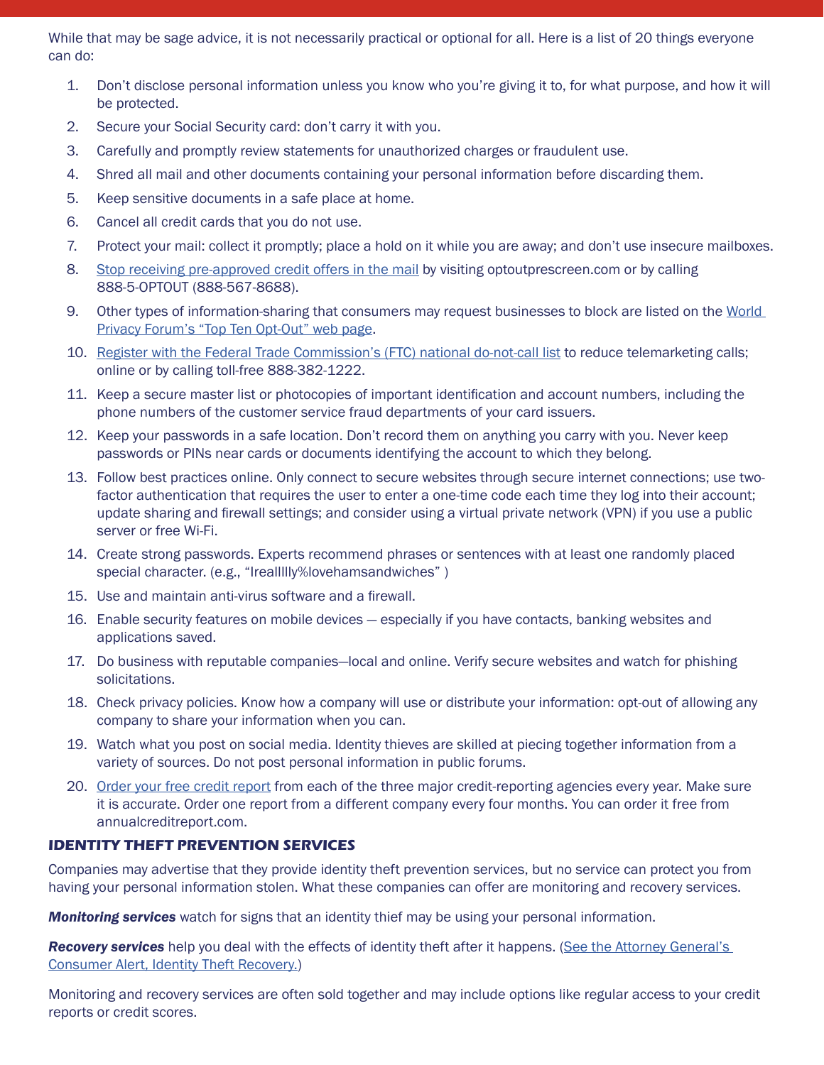While that may be sage advice, it is not necessarily practical or optional for all. Here is a list of 20 things everyone can do:

1. Don't disclose personal information unless you know who you're giving it to, for what purpose, and how it will be protected.
2. Secure your Social Security card: don't carry it with you.
3. Carefully and promptly review statements for unauthorized charges or fraudulent use.
4. Shred all mail and other documents containing your personal information before discarding them.
5. Keep sensitive documents in a safe place at home.
6. Cancel all credit cards that you do not use.
7. Protect your mail: collect it promptly; place a hold on it while you are away; and don't use insecure mailboxes.
8. Stop receiving pre-approved credit offers in the mail by visiting optoutprescreen.com or by calling 888-5-OPTOUT (888-567-8688).
9. Other types of information-sharing that consumers may request businesses to block are listed on the World Privacy Forum's "Top Ten Opt-Out" web page.
10. Register with the Federal Trade Commission's (FTC) national do-not-call list to reduce telemarketing calls; online or by calling toll-free 888-382-1222.
11. Keep a secure master list or photocopies of important identification and account numbers, including the phone numbers of the customer service fraud departments of your card issuers.
12. Keep your passwords in a safe location. Don't record them on anything you carry with you. Never keep passwords or PINs near cards or documents identifying the account to which they belong.
13. Follow best practices online. Only connect to secure websites through secure internet connections; use two-factor authentication that requires the user to enter a one-time code each time they log into their account; update sharing and firewall settings; and consider using a virtual private network (VPN) if you use a public server or free Wi-Fi.
14. Create strong passwords. Experts recommend phrases or sentences with at least one randomly placed special character. (e.g., "Ireallllly%lovehamsandwiches" )
15. Use and maintain anti-virus software and a firewall.
16. Enable security features on mobile devices — especially if you have contacts, banking websites and applications saved.
17. Do business with reputable companies—local and online. Verify secure websites and watch for phishing solicitations.
18. Check privacy policies. Know how a company will use or distribute your information: opt-out of allowing any company to share your information when you can.
19. Watch what you post on social media. Identity thieves are skilled at piecing together information from a variety of sources. Do not post personal information in public forums.
20. Order your free credit report from each of the three major credit-reporting agencies every year. Make sure it is accurate. Order one report from a different company every four months. You can order it free from annualcreditreport.com.

## IDENTITY THEFT PREVENTION SERVICES

Companies may advertise that they provide identity theft prevention services, but no service can protect you from having your personal information stolen. What these companies can offer are monitoring and recovery services.

***Monitoring services*** watch for signs that an identity thief may be using your personal information.

***Recovery services*** help you deal with the effects of identity theft after it happens. (See the Attorney General's Consumer Alert, Identity Theft Recovery.)

Monitoring and recovery services are often sold together and may include options like regular access to your credit reports or credit scores.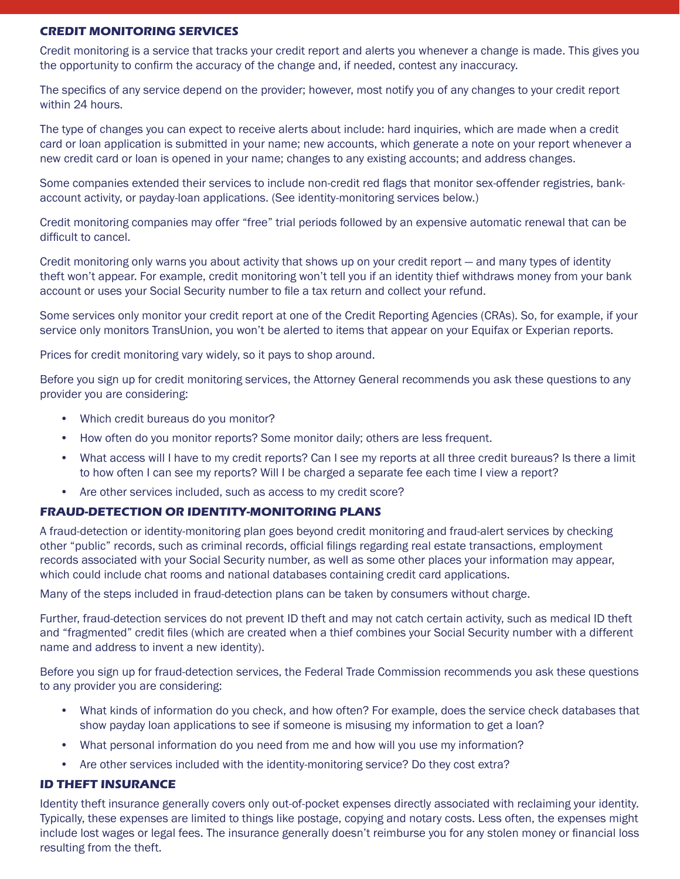## CREDIT MONITORING SERVICES

Credit monitoring is a service that tracks your credit report and alerts you whenever a change is made. This gives you the opportunity to confirm the accuracy of the change and, if needed, contest any inaccuracy.

The specifics of any service depend on the provider; however, most notify you of any changes to your credit report within 24 hours.

The type of changes you can expect to receive alerts about include: hard inquiries, which are made when a credit card or loan application is submitted in your name; new accounts, which generate a note on your report whenever a new credit card or loan is opened in your name; changes to any existing accounts; and address changes.

Some companies extended their services to include non-credit red flags that monitor sex-offender registries, bank-account activity, or payday-loan applications. (See identity-monitoring services below.)

Credit monitoring companies may offer "free" trial periods followed by an expensive automatic renewal that can be difficult to cancel.

Credit monitoring only warns you about activity that shows up on your credit report — and many types of identity theft won't appear. For example, credit monitoring won't tell you if an identity thief withdraws money from your bank account or uses your Social Security number to file a tax return and collect your refund.

Some services only monitor your credit report at one of the Credit Reporting Agencies (CRAs). So, for example, if your service only monitors TransUnion, you won't be alerted to items that appear on your Equifax or Experian reports.

Prices for credit monitoring vary widely, so it pays to shop around.

Before you sign up for credit monitoring services, the Attorney General recommends you ask these questions to any provider you are considering:

- Which credit bureaus do you monitor?
- How often do you monitor reports? Some monitor daily; others are less frequent.
- What access will I have to my credit reports? Can I see my reports at all three credit bureaus? Is there a limit to how often I can see my reports? Will I be charged a separate fee each time I view a report?
- Are other services included, such as access to my credit score?

## FRAUD-DETECTION OR IDENTITY-MONITORING PLANS

A fraud-detection or identity-monitoring plan goes beyond credit monitoring and fraud-alert services by checking other "public" records, such as criminal records, official filings regarding real estate transactions, employment records associated with your Social Security number, as well as some other places your information may appear, which could include chat rooms and national databases containing credit card applications.

Many of the steps included in fraud-detection plans can be taken by consumers without charge.

Further, fraud-detection services do not prevent ID theft and may not catch certain activity, such as medical ID theft and "fragmented" credit files (which are created when a thief combines your Social Security number with a different name and address to invent a new identity).

Before you sign up for fraud-detection services, the Federal Trade Commission recommends you ask these questions to any provider you are considering:

- What kinds of information do you check, and how often? For example, does the service check databases that show payday loan applications to see if someone is misusing my information to get a loan?
- What personal information do you need from me and how will you use my information?
- Are other services included with the identity-monitoring service? Do they cost extra?

## ID THEFT INSURANCE

Identity theft insurance generally covers only out-of-pocket expenses directly associated with reclaiming your identity. Typically, these expenses are limited to things like postage, copying and notary costs. Less often, the expenses might include lost wages or legal fees. The insurance generally doesn't reimburse you for any stolen money or financial loss resulting from the theft.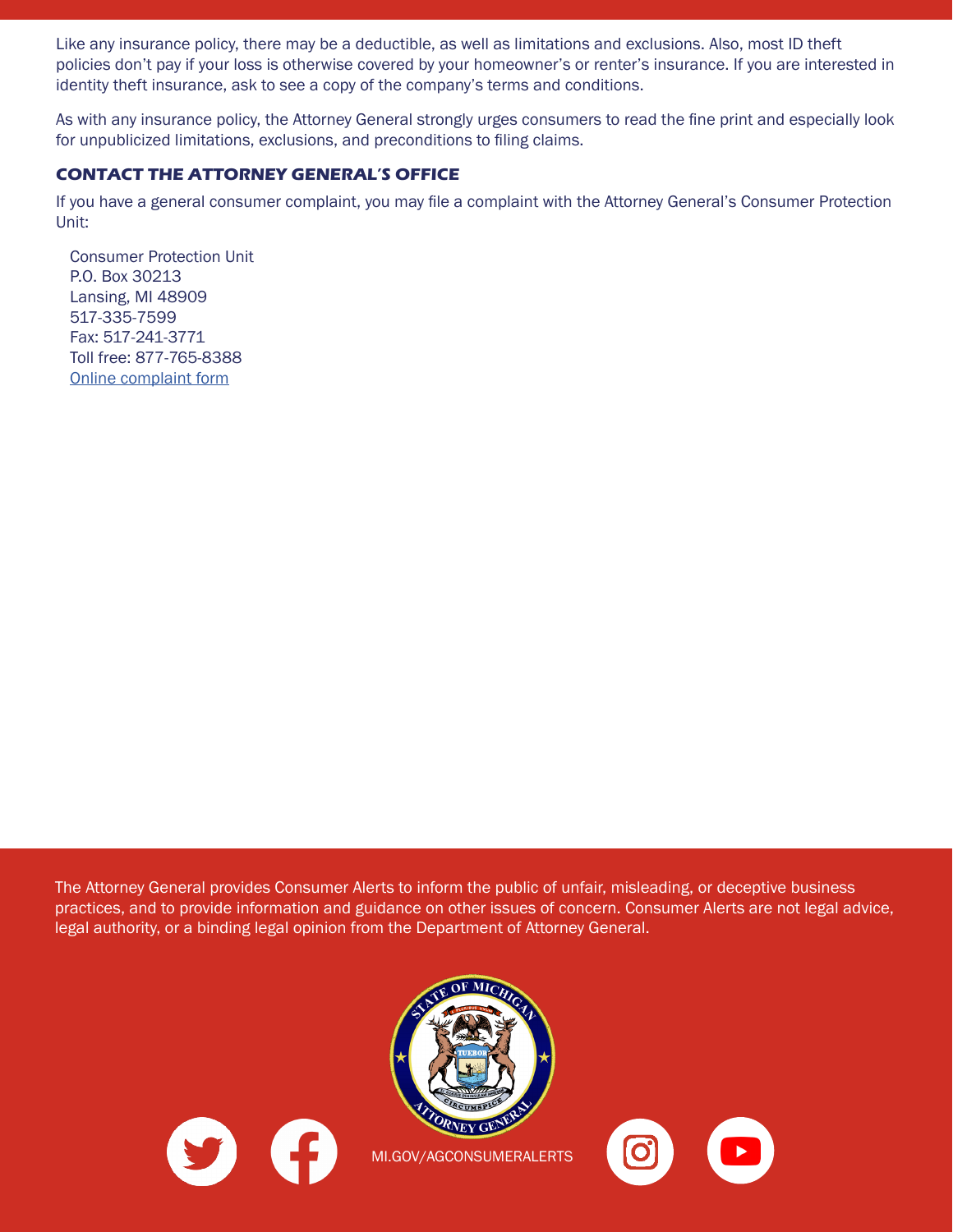Like any insurance policy, there may be a deductible, as well as limitations and exclusions. Also, most ID theft policies don't pay if your loss is otherwise covered by your homeowner's or renter's insurance. If you are interested in identity theft insurance, ask to see a copy of the company's terms and conditions.

As with any insurance policy, the Attorney General strongly urges consumers to read the fine print and especially look for unpublicized limitations, exclusions, and preconditions to filing claims.

## CONTACT THE ATTORNEY GENERAL'S OFFICE

If you have a general consumer complaint, you may file a complaint with the Attorney General's Consumer Protection Unit:

Consumer Protection Unit
P.O. Box 30213
Lansing, MI 48909
517-335-7599
Fax: 517-241-3771
Toll free: 877-765-8388
[Online complaint form]

The Attorney General provides Consumer Alerts to inform the public of unfair, misleading, or deceptive business practices, and to provide information and guidance on other issues of concern. Consumer Alerts are not legal advice, legal authority, or a binding legal opinion from the Department of Attorney General.

MI.GOV/AGCONSUMERALERTS